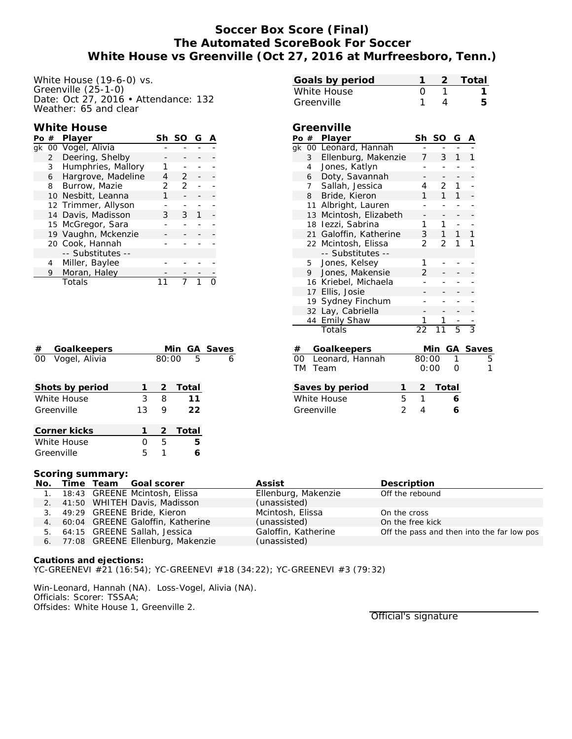# Soccer Box Score (Final)
## The Automated ScoreBook For Soccer
## White House vs Greenville (Oct 27, 2016 at Murfreesboro, Tenn.)

White House (19-6-0) vs.
Greenville (25-1-0)
Date: Oct 27, 2016 • Attendance: 132
Weather: 65 and clear

| Goals by period | 1 | 2 | Total |
|---|---|---|---|
| White House | 0 | 1 | 1 |
| Greenville | 1 | 4 | 5 |

### White House

| Po | # | Player | Sh | SO | G | A |
|---|---|---|---|---|---|---|
| gk | 00 | Vogel, Alivia | - | - | - | - |
| | 2 | Deering, Shelby | - | - | - | - |
| | 3 | Humphries, Mallory | 1 | - | - | - |
| | 6 | Hargrove, Madeline | 4 | 2 | - | - |
| | 8 | Burrow, Mazie | 2 | 2 | - | - |
| | 10 | Nesbitt, Leanna | 1 | - | - | - |
| | 12 | Trimmer, Allyson | - | - | - | - |
| | 14 | Davis, Madisson | 3 | 3 | 1 | - |
| | 15 | McGregor, Sara | - | - | - | - |
| | 19 | Vaughn, Mckenzie | - | - | - | - |
| | 20 | Cook, Hannah | - | - | - | - |
| | | -- Substitutes -- | | | | |
| | 4 | Miller, Baylee | - | - | - | - |
| | 9 | Moran, Haley | - | - | - | - |
| | | Totals | 11 | 7 | 1 | 0 |

### Greenville

| Po | # | Player | Sh | SO | G | A |
|---|---|---|---|---|---|---|
| gk | 00 | Leonard, Hannah | - | - | - | - |
| | 3 | Ellenburg, Makenzie | 7 | 3 | 1 | 1 |
| | 4 | Jones, Katlyn | - | - | - | - |
| | 6 | Doty, Savannah | - | - | - | - |
| | 7 | Sallah, Jessica | 4 | 2 | 1 | - |
| | 8 | Bride, Kieron | 1 | 1 | 1 | - |
| | 11 | Albright, Lauren | - | - | - | - |
| | 13 | Mcintosh, Elizabeth | - | - | - | - |
| | 18 | Iezzi, Sabrina | 1 | 1 | - | - |
| | 21 | Galoffin, Katherine | 3 | 1 | 1 | 1 |
| | 22 | Mcintosh, Elissa | 2 | 2 | 1 | 1 |
| | | -- Substitutes -- | | | | |
| | 5 | Jones, Kelsey | 1 | - | - | - |
| | 9 | Jones, Makensie | 2 | - | - | - |
| | 16 | Kriebel, Michaela | - | - | - | - |
| | 17 | Ellis, Josie | - | - | - | - |
| | 19 | Sydney Finchum | - | - | - | - |
| | 32 | Lay, Cabriella | - | - | - | - |
| | 44 | Emily Shaw | 1 | 1 | - | - |
| | | Totals | 22 | 11 | 5 | 3 |

| # | Goalkeepers | Min | GA | Saves |
|---|---|---|---|---|
| 00 | Vogel, Alivia | 80:00 | 5 | 6 |

| # | Goalkeepers | Min | GA | Saves |
|---|---|---|---|---|
| 00 | Leonard, Hannah | 80:00 | 1 | 5 |
| TM | Team | 0:00 | 0 | 1 |

| Shots by period | 1 | 2 | Total |
|---|---|---|---|
| White House | 3 | 8 | 11 |
| Greenville | 13 | 9 | 22 |

| Saves by period | 1 | 2 | Total |
|---|---|---|---|
| White House | 5 | 1 | 6 |
| Greenville | 2 | 4 | 6 |

| Corner kicks | 1 | 2 | Total |
|---|---|---|---|
| White House | 0 | 5 | 5 |
| Greenville | 5 | 1 | 6 |

### Scoring summary:

| No. | Time | Team | Goal scorer | Assist | Description |
|---|---|---|---|---|---|
| 1. | 18:43 | GREENE | Mcintosh, Elissa | Ellenburg, Makenzie | Off the rebound |
| 2. | 41:50 | WHITEH | Davis, Madisson | (unassisted) | |
| 3. | 49:29 | GREENE | Bride, Kieron | Mcintosh, Elissa | On the cross |
| 4. | 60:04 | GREENE | Galoffin, Katherine | (unassisted) | On the free kick |
| 5. | 64:15 | GREENE | Sallah, Jessica | Galoffin, Katherine | Off the pass and then into the far low pos |
| 6. | 77:08 | GREENE | Ellenburg, Makenzie | (unassisted) | |

**Cautions and ejections:**
YC-GREENEVI #21 (16:54); YC-GREENEVI #18 (34:22); YC-GREENEVI #3 (79:32)

Win-Leonard, Hannah (NA). Loss-Vogel, Alivia (NA).
Officials: Scorer: TSSAA;
Offsides: White House 1, Greenville 2.

Official's signature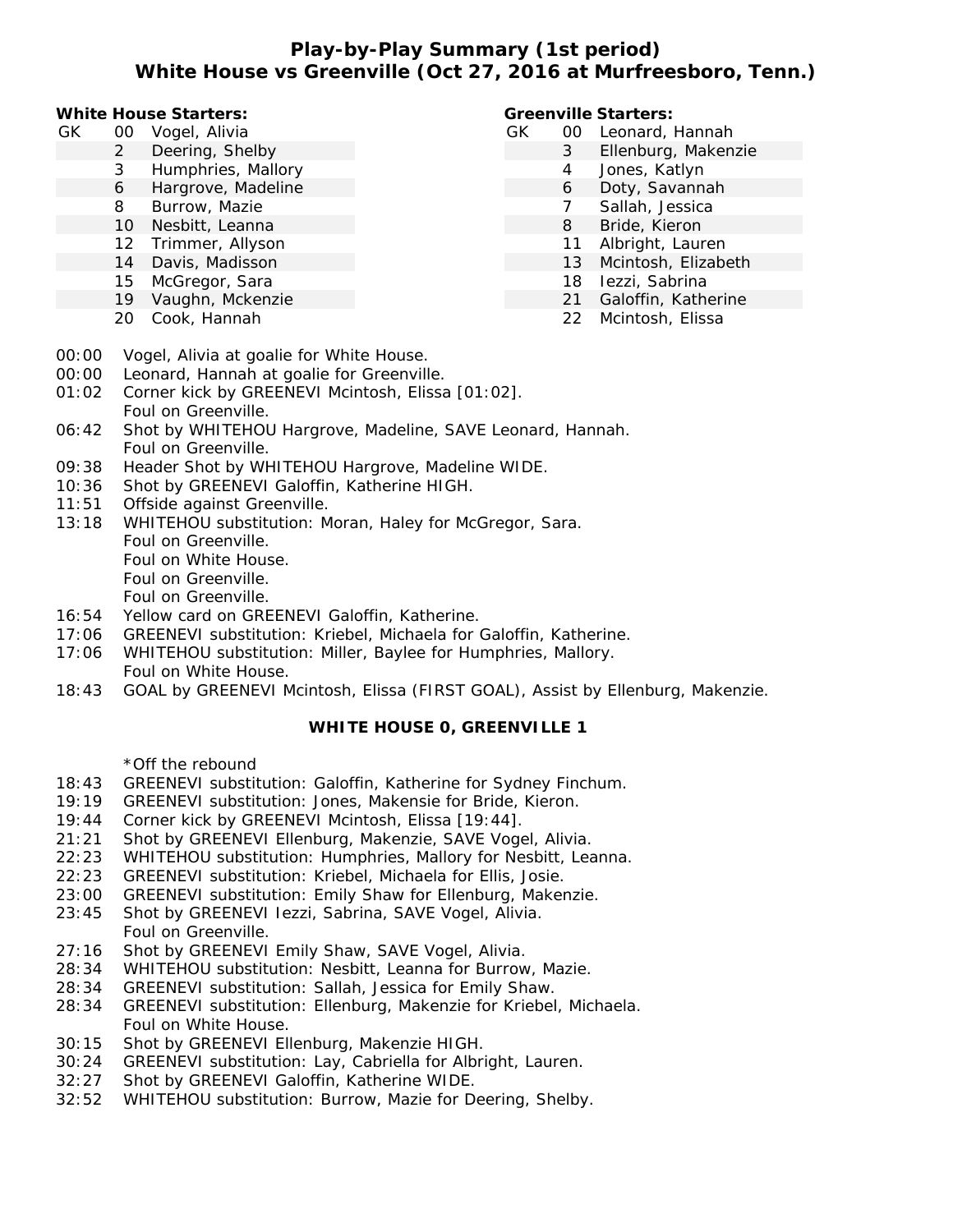# Play-by-Play Summary (1st period)
## White House vs Greenville (Oct 27, 2016 at Murfreesboro, Tenn.)

**White House Starters:**

| | # | Name |
|---|---|---|
| GK | 00 | Vogel, Alivia |
| | 2 | Deering, Shelby |
| | 3 | Humphries, Mallory |
| | 6 | Hargrove, Madeline |
| | 8 | Burrow, Mazie |
| | 10 | Nesbitt, Leanna |
| | 12 | Trimmer, Allyson |
| | 14 | Davis, Madisson |
| | 15 | McGregor, Sara |
| | 19 | Vaughn, Mckenzie |
| | 20 | Cook, Hannah |

**Greenville Starters:**

| | # | Name |
|---|---|---|
| GK | 00 | Leonard, Hannah |
| | 3 | Ellenburg, Makenzie |
| | 4 | Jones, Katlyn |
| | 6 | Doty, Savannah |
| | 7 | Sallah, Jessica |
| | 8 | Bride, Kieron |
| | 11 | Albright, Lauren |
| | 13 | Mcintosh, Elizabeth |
| | 18 | Iezzi, Sabrina |
| | 21 | Galoffin, Katherine |
| | 22 | Mcintosh, Elissa |

- 00:00 Vogel, Alivia at goalie for White House.
- 00:00 Leonard, Hannah at goalie for Greenville.
- 01:02 Corner kick by GREENEVI Mcintosh, Elissa [01:02].
  Foul on Greenville.
- 06:42 Shot by WHITEHOU Hargrove, Madeline, SAVE Leonard, Hannah.
  Foul on Greenville.
- 09:38 Header Shot by WHITEHOU Hargrove, Madeline WIDE.
- 10:36 Shot by GREENEVI Galoffin, Katherine HIGH.
- 11:51 Offside against Greenville.
- 13:18 WHITEHOU substitution: Moran, Haley for McGregor, Sara.
  Foul on Greenville.
  Foul on White House.
  Foul on Greenville.
  Foul on Greenville.
- 16:54 Yellow card on GREENEVI Galoffin, Katherine.
- 17:06 GREENEVI substitution: Kriebel, Michaela for Galoffin, Katherine.
- 17:06 WHITEHOU substitution: Miller, Baylee for Humphries, Mallory.
  Foul on White House.
- 18:43 GOAL by GREENEVI Mcintosh, Elissa (FIRST GOAL), Assist by Ellenburg, Makenzie.

**WHITE HOUSE 0, GREENVILLE 1**

*Off the rebound

- 18:43 GREENEVI substitution: Galoffin, Katherine for Sydney Finchum.
- 19:19 GREENEVI substitution: Jones, Makensie for Bride, Kieron.
- 19:44 Corner kick by GREENEVI Mcintosh, Elissa [19:44].
- 21:21 Shot by GREENEVI Ellenburg, Makenzie, SAVE Vogel, Alivia.
- 22:23 WHITEHOU substitution: Humphries, Mallory for Nesbitt, Leanna.
- 22:23 GREENEVI substitution: Kriebel, Michaela for Ellis, Josie.
- 23:00 GREENEVI substitution: Emily Shaw for Ellenburg, Makenzie.
- 23:45 Shot by GREENEVI Iezzi, Sabrina, SAVE Vogel, Alivia.
  Foul on Greenville.
- 27:16 Shot by GREENEVI Emily Shaw, SAVE Vogel, Alivia.
- 28:34 WHITEHOU substitution: Nesbitt, Leanna for Burrow, Mazie.
- 28:34 GREENEVI substitution: Sallah, Jessica for Emily Shaw.
- 28:34 GREENEVI substitution: Ellenburg, Makenzie for Kriebel, Michaela.
  Foul on White House.
- 30:15 Shot by GREENEVI Ellenburg, Makenzie HIGH.
- 30:24 GREENEVI substitution: Lay, Cabriella for Albright, Lauren.
- 32:27 Shot by GREENEVI Galoffin, Katherine WIDE.
- 32:52 WHITEHOU substitution: Burrow, Mazie for Deering, Shelby.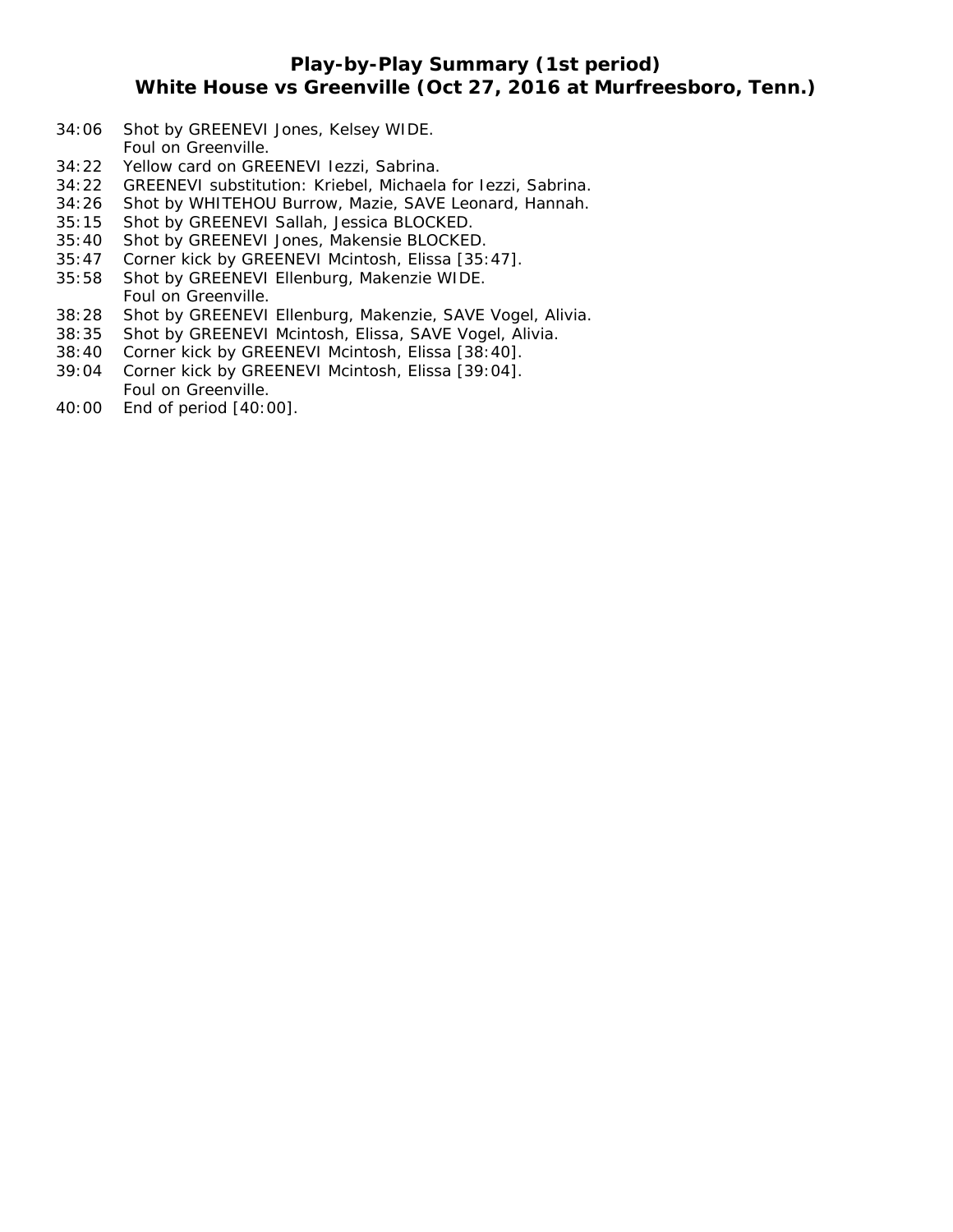## Play-by-Play Summary (1st period)
## White House vs Greenville (Oct 27, 2016 at Murfreesboro, Tenn.)

34:06 Shot by GREENEVI Jones, Kelsey WIDE.
Foul on Greenville.
34:22 Yellow card on GREENEVI Iezzi, Sabrina.
34:22 GREENEVI substitution: Kriebel, Michaela for Iezzi, Sabrina.
34:26 Shot by WHITEHOU Burrow, Mazie, SAVE Leonard, Hannah.
35:15 Shot by GREENEVI Sallah, Jessica BLOCKED.
35:40 Shot by GREENEVI Jones, Makensie BLOCKED.
35:47 Corner kick by GREENEVI Mcintosh, Elissa [35:47].
35:58 Shot by GREENEVI Ellenburg, Makenzie WIDE.
Foul on Greenville.
38:28 Shot by GREENEVI Ellenburg, Makenzie, SAVE Vogel, Alivia.
38:35 Shot by GREENEVI Mcintosh, Elissa, SAVE Vogel, Alivia.
38:40 Corner kick by GREENEVI Mcintosh, Elissa [38:40].
39:04 Corner kick by GREENEVI Mcintosh, Elissa [39:04].
Foul on Greenville.
40:00 End of period [40:00].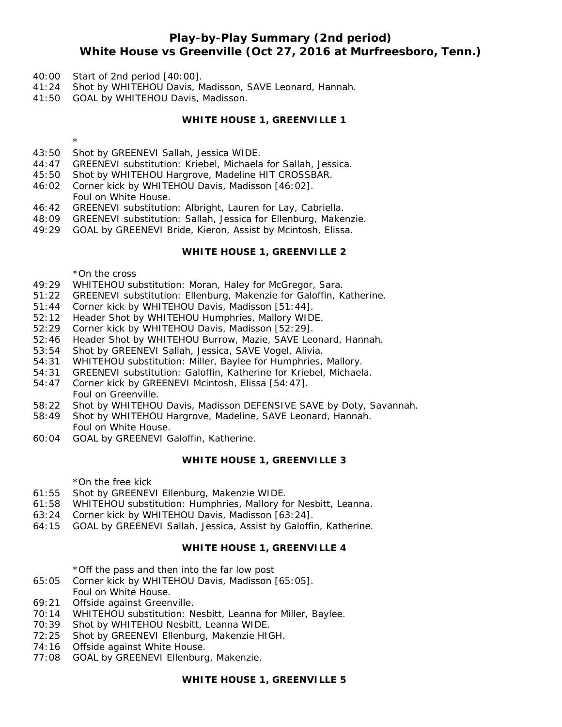# Play-by-Play Summary (2nd period)
## White House vs Greenville (Oct 27, 2016 at Murfreesboro, Tenn.)

40:00 Start of 2nd period [40:00].
41:24 Shot by WHITEHOU Davis, Madisson, SAVE Leonard, Hannah.
41:50 GOAL by WHITEHOU Davis, Madisson.

**WHITE HOUSE 1, GREENVILLE 1**

*

43:50 Shot by GREENEVI Sallah, Jessica WIDE.
44:47 GREENEVI substitution: Kriebel, Michaela for Sallah, Jessica.
45:50 Shot by WHITEHOU Hargrove, Madeline HIT CROSSBAR.
46:02 Corner kick by WHITEHOU Davis, Madisson [46:02].
Foul on White House.
46:42 GREENEVI substitution: Albright, Lauren for Lay, Cabriella.
48:09 GREENEVI substitution: Sallah, Jessica for Ellenburg, Makenzie.
49:29 GOAL by GREENEVI Bride, Kieron, Assist by Mcintosh, Elissa.

**WHITE HOUSE 1, GREENVILLE 2**

*On the cross

49:29 WHITEHOU substitution: Moran, Haley for McGregor, Sara.
51:22 GREENEVI substitution: Ellenburg, Makenzie for Galoffin, Katherine.
51:44 Corner kick by WHITEHOU Davis, Madisson [51:44].
52:12 Header Shot by WHITEHOU Humphries, Mallory WIDE.
52:29 Corner kick by WHITEHOU Davis, Madisson [52:29].
52:46 Header Shot by WHITEHOU Burrow, Mazie, SAVE Leonard, Hannah.
53:54 Shot by GREENEVI Sallah, Jessica, SAVE Vogel, Alivia.
54:31 WHITEHOU substitution: Miller, Baylee for Humphries, Mallory.
54:31 GREENEVI substitution: Galoffin, Katherine for Kriebel, Michaela.
54:47 Corner kick by GREENEVI Mcintosh, Elissa [54:47].
Foul on Greenville.
58:22 Shot by WHITEHOU Davis, Madisson DEFENSIVE SAVE by Doty, Savannah.
58:49 Shot by WHITEHOU Hargrove, Madeline, SAVE Leonard, Hannah.
Foul on White House.
60:04 GOAL by GREENEVI Galoffin, Katherine.

**WHITE HOUSE 1, GREENVILLE 3**

*On the free kick

61:55 Shot by GREENEVI Ellenburg, Makenzie WIDE.
61:58 WHITEHOU substitution: Humphries, Mallory for Nesbitt, Leanna.
63:24 Corner kick by WHITEHOU Davis, Madisson [63:24].
64:15 GOAL by GREENEVI Sallah, Jessica, Assist by Galoffin, Katherine.

**WHITE HOUSE 1, GREENVILLE 4**

*Off the pass and then into the far low post

65:05 Corner kick by WHITEHOU Davis, Madisson [65:05].
Foul on White House.
69:21 Offside against Greenville.
70:14 WHITEHOU substitution: Nesbitt, Leanna for Miller, Baylee.
70:39 Shot by WHITEHOU Nesbitt, Leanna WIDE.
72:25 Shot by GREENEVI Ellenburg, Makenzie HIGH.
74:16 Offside against White House.
77:08 GOAL by GREENEVI Ellenburg, Makenzie.

**WHITE HOUSE 1, GREENVILLE 5**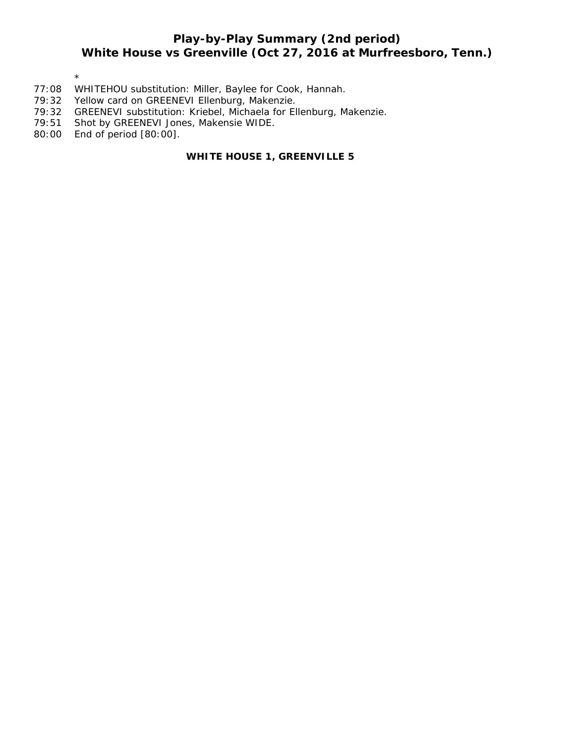## Play-by-Play Summary (2nd period)
## White House vs Greenville (Oct 27, 2016 at Murfreesboro, Tenn.)

*

77:08 WHITEHOU substitution: Miller, Baylee for Cook, Hannah.
79:32 Yellow card on GREENEVI Ellenburg, Makenzie.
79:32 GREENEVI substitution: Kriebel, Michaela for Ellenburg, Makenzie.
79:51 Shot by GREENEVI Jones, Makensie WIDE.
80:00 End of period [80:00].

**WHITE HOUSE 1, GREENVILLE 5**